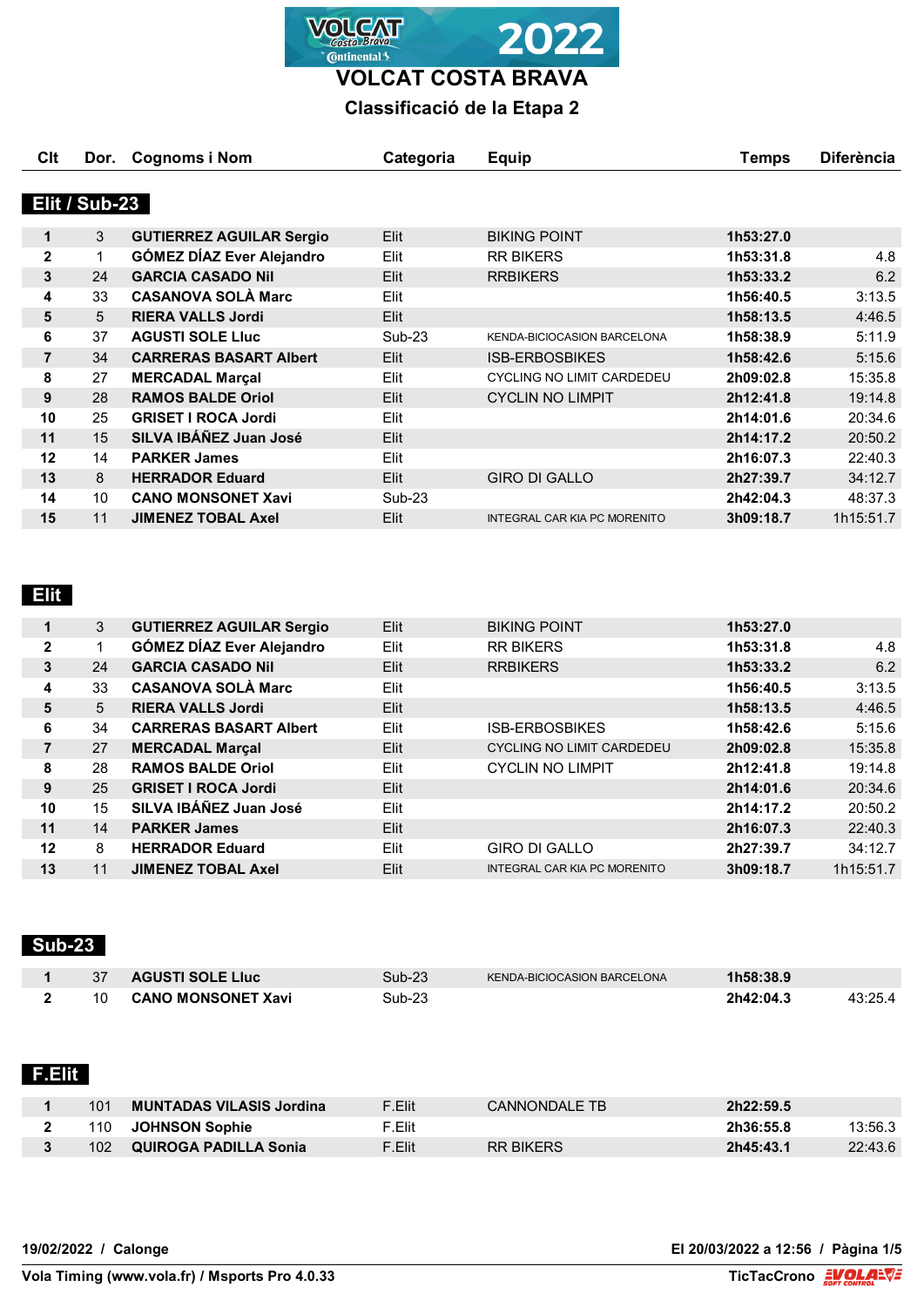# VOLCAT COSTA BRAVA

## Classificació de la Etapa 2

### Elit / Sub-23

| Clt | Dor. | Cognoms i Nom | Categoria | Equip | Temps | Diferència |
|---|---|---|---|---|---|---|
| 1 | 3 | **GUTIERREZ AGUILAR Sergio** | Elit | BIKING POINT | **1h53:27.0** | |
| 2 | 1 | **GÓMEZ DÍAZ Ever Alejandro** | Elit | RR BIKERS | **1h53:31.8** | 4.8 |
| 3 | 24 | **GARCIA CASADO Nil** | Elit | RRBIKERS | **1h53:33.2** | 6.2 |
| 4 | 33 | **CASANOVA SOLÀ Marc** | Elit | | **1h56:40.5** | 3:13.5 |
| 5 | 5 | **RIERA VALLS Jordi** | Elit | | **1h58:13.5** | 4:46.5 |
| 6 | 37 | **AGUSTI SOLE Lluc** | Sub-23 | KENDA-BICIOCASION BARCELONA | **1h58:38.9** | 5:11.9 |
| 7 | 34 | **CARRERAS BASART Albert** | Elit | ISB-ERBOSBIKES | **1h58:42.6** | 5:15.6 |
| 8 | 27 | **MERCADAL Marçal** | Elit | CYCLING NO LIMIT CARDEDEU | **2h09:02.8** | 15:35.8 |
| 9 | 28 | **RAMOS BALDE Oriol** | Elit | CYCLIN NO LIMPIT | **2h12:41.8** | 19:14.8 |
| 10 | 25 | **GRISET I ROCA Jordi** | Elit | | **2h14:01.6** | 20:34.6 |
| 11 | 15 | **SILVA IBÁÑEZ Juan José** | Elit | | **2h14:17.2** | 20:50.2 |
| 12 | 14 | **PARKER James** | Elit | | **2h16:07.3** | 22:40.3 |
| 13 | 8 | **HERRADOR Eduard** | Elit | GIRO DI GALLO | **2h27:39.7** | 34:12.7 |
| 14 | 10 | **CANO MONSONET Xavi** | Sub-23 | | **2h42:04.3** | 48:37.3 |
| 15 | 11 | **JIMENEZ TOBAL Axel** | Elit | INTEGRAL CAR KIA PC MORENITO | **3h09:18.7** | 1h15:51.7 |

### Elit

| Clt | Dor. | Cognoms i Nom | Categoria | Equip | Temps | Diferència |
|---|---|---|---|---|---|---|
| 1 | 3 | **GUTIERREZ AGUILAR Sergio** | Elit | BIKING POINT | **1h53:27.0** | |
| 2 | 1 | **GÓMEZ DÍAZ Ever Alejandro** | Elit | RR BIKERS | **1h53:31.8** | 4.8 |
| 3 | 24 | **GARCIA CASADO Nil** | Elit | RRBIKERS | **1h53:33.2** | 6.2 |
| 4 | 33 | **CASANOVA SOLÀ Marc** | Elit | | **1h56:40.5** | 3:13.5 |
| 5 | 5 | **RIERA VALLS Jordi** | Elit | | **1h58:13.5** | 4:46.5 |
| 6 | 34 | **CARRERAS BASART Albert** | Elit | ISB-ERBOSBIKES | **1h58:42.6** | 5:15.6 |
| 7 | 27 | **MERCADAL Marçal** | Elit | CYCLING NO LIMIT CARDEDEU | **2h09:02.8** | 15:35.8 |
| 8 | 28 | **RAMOS BALDE Oriol** | Elit | CYCLIN NO LIMPIT | **2h12:41.8** | 19:14.8 |
| 9 | 25 | **GRISET I ROCA Jordi** | Elit | | **2h14:01.6** | 20:34.6 |
| 10 | 15 | **SILVA IBÁÑEZ Juan José** | Elit | | **2h14:17.2** | 20:50.2 |
| 11 | 14 | **PARKER James** | Elit | | **2h16:07.3** | 22:40.3 |
| 12 | 8 | **HERRADOR Eduard** | Elit | GIRO DI GALLO | **2h27:39.7** | 34:12.7 |
| 13 | 11 | **JIMENEZ TOBAL Axel** | Elit | INTEGRAL CAR KIA PC MORENITO | **3h09:18.7** | 1h15:51.7 |

### Sub-23

| Clt | Dor. | Cognoms i Nom | Categoria | Equip | Temps | Diferència |
|---|---|---|---|---|---|---|
| 1 | 37 | **AGUSTI SOLE Lluc** | Sub-23 | KENDA-BICIOCASION BARCELONA | **1h58:38.9** | |
| 2 | 10 | **CANO MONSONET Xavi** | Sub-23 | | **2h42:04.3** | 43:25.4 |

### F.Elit

| Clt | Dor. | Cognoms i Nom | Categoria | Equip | Temps | Diferència |
|---|---|---|---|---|---|---|
| 1 | 101 | **MUNTADAS VILASIS Jordina** | F.Elit | CANNONDALE TB | **2h22:59.5** | |
| 2 | 110 | **JOHNSON Sophie** | F.Elit | | **2h36:55.8** | 13:56.3 |
| 3 | 102 | **QUIROGA PADILLA Sonia** | F.Elit | RR BIKERS | **2h45:43.1** | 22:43.6 |

**19/02/2022 / Calonge** — **El 20/03/2022 a 12:56**

**Vola Timing (www.vola.fr) / Msports Pro 4.0.33** — **TicTacCrono**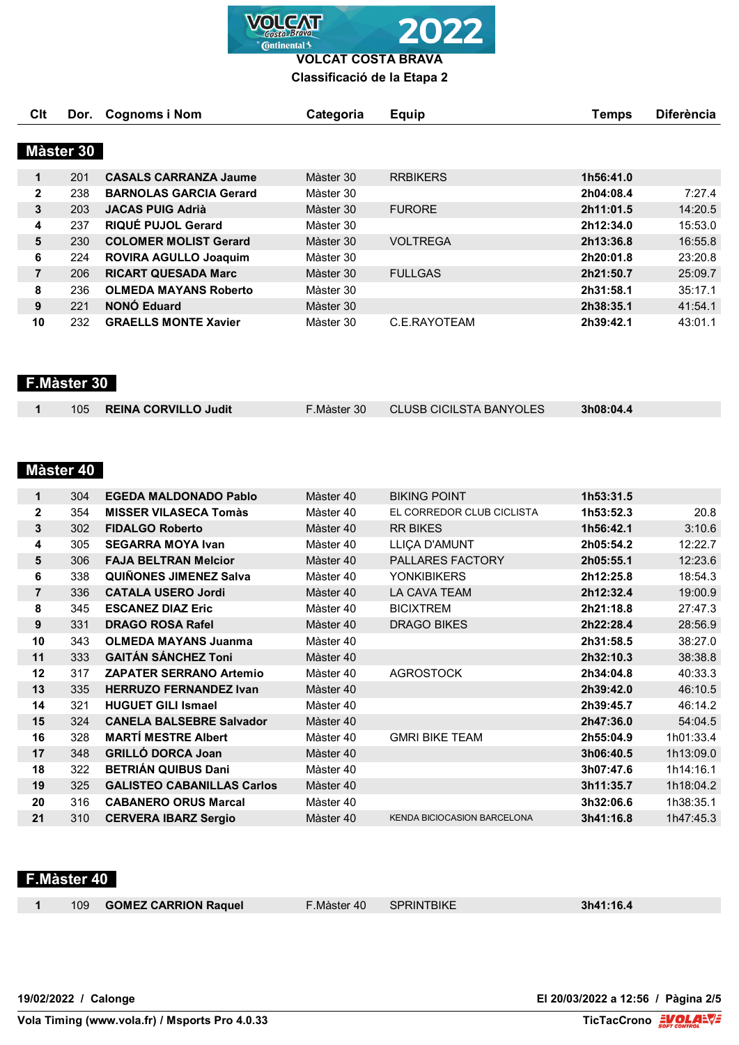# VOLCAT COSTA BRAVA

## Classificació de la Etapa 2

### Màster 30

| Clt | Dor. | Cognoms i Nom | Categoria | Equip | Temps | Diferència |
|---|---|---|---|---|---|---|
| 1 | 201 | **CASALS CARRANZA Jaume** | Màster 30 | RRBIKERS | **1h56:41.0** | |
| 2 | 238 | **BARNOLAS GARCIA Gerard** | Màster 30 | | **2h04:08.4** | 7:27.4 |
| 3 | 203 | **JACAS PUIG Adrià** | Màster 30 | FURORE | **2h11:01.5** | 14:20.5 |
| 4 | 237 | **RIQUÉ PUJOL Gerard** | Màster 30 | | **2h12:34.0** | 15:53.0 |
| 5 | 230 | **COLOMER MOLIST Gerard** | Màster 30 | VOLTREGA | **2h13:36.8** | 16:55.8 |
| 6 | 224 | **ROVIRA AGULLO Joaquim** | Màster 30 | | **2h20:01.8** | 23:20.8 |
| 7 | 206 | **RICART QUESADA Marc** | Màster 30 | FULLGAS | **2h21:50.7** | 25:09.7 |
| 8 | 236 | **OLMEDA MAYANS Roberto** | Màster 30 | | **2h31:58.1** | 35:17.1 |
| 9 | 221 | **NONÓ Eduard** | Màster 30 | | **2h38:35.1** | 41:54.1 |
| 10 | 232 | **GRAELLS MONTE Xavier** | Màster 30 | C.E.RAYOTEAM | **2h39:42.1** | 43:01.1 |

### F.Màster 30

| Clt | Dor. | Cognoms i Nom | Categoria | Equip | Temps | Diferència |
|---|---|---|---|---|---|---|
| 1 | 105 | **REINA CORVILLO Judit** | F.Màster 30 | CLUSB CICILSTA BANYOLES | **3h08:04.4** | |

### Màster 40

| Clt | Dor. | Cognoms i Nom | Categoria | Equip | Temps | Diferència |
|---|---|---|---|---|---|---|
| 1 | 304 | **EGEDA MALDONADO Pablo** | Màster 40 | BIKING POINT | **1h53:31.5** | |
| 2 | 354 | **MISSER VILASECA Tomàs** | Màster 40 | EL CORREDOR CLUB CICLISTA | **1h53:52.3** | 20.8 |
| 3 | 302 | **FIDALGO Roberto** | Màster 40 | RR BIKES | **1h56:42.1** | 3:10.6 |
| 4 | 305 | **SEGARRA MOYA Ivan** | Màster 40 | LLIÇA D'AMUNT | **2h05:54.2** | 12:22.7 |
| 5 | 306 | **FAJA BELTRAN Melcior** | Màster 40 | PALLARES FACTORY | **2h05:55.1** | 12:23.6 |
| 6 | 338 | **QUIÑONES JIMENEZ Salva** | Màster 40 | YONKIBIKERS | **2h12:25.8** | 18:54.3 |
| 7 | 336 | **CATALA USERO Jordi** | Màster 40 | LA CAVA TEAM | **2h12:32.4** | 19:00.9 |
| 8 | 345 | **ESCANEZ DIAZ Eric** | Màster 40 | BICIXTREM | **2h21:18.8** | 27:47.3 |
| 9 | 331 | **DRAGO ROSA Rafel** | Màster 40 | DRAGO BIKES | **2h22:28.4** | 28:56.9 |
| 10 | 343 | **OLMEDA MAYANS Juanma** | Màster 40 | | **2h31:58.5** | 38:27.0 |
| 11 | 333 | **GAITÁN SÁNCHEZ Toni** | Màster 40 | | **2h32:10.3** | 38:38.8 |
| 12 | 317 | **ZAPATER SERRANO Artemio** | Màster 40 | AGROSTOCK | **2h34:04.8** | 40:33.3 |
| 13 | 335 | **HERRUZO FERNANDEZ Ivan** | Màster 40 | | **2h39:42.0** | 46:10.5 |
| 14 | 321 | **HUGUET GILI Ismael** | Màster 40 | | **2h39:45.7** | 46:14.2 |
| 15 | 324 | **CANELA BALSEBRE Salvador** | Màster 40 | | **2h47:36.0** | 54:04.5 |
| 16 | 328 | **MARTÍ MESTRE Albert** | Màster 40 | GMRI BIKE TEAM | **2h55:04.9** | 1h01:33.4 |
| 17 | 348 | **GRILLÓ DORCA Joan** | Màster 40 | | **3h06:40.5** | 1h13:09.0 |
| 18 | 322 | **BETRIÁN QUIBUS Dani** | Màster 40 | | **3h07:47.6** | 1h14:16.1 |
| 19 | 325 | **GALISTEO CABANILLAS Carlos** | Màster 40 | | **3h11:35.7** | 1h18:04.2 |
| 20 | 316 | **CABANERO ORUS Marcal** | Màster 40 | | **3h32:06.6** | 1h38:35.1 |
| 21 | 310 | **CERVERA IBARZ Sergio** | Màster 40 | KENDA BICIOCASION BARCELONA | **3h41:16.8** | 1h47:45.3 |

### F.Màster 40

| Clt | Dor. | Cognoms i Nom | Categoria | Equip | Temps | Diferència |
|---|---|---|---|---|---|---|
| 1 | 109 | **GOMEZ CARRION Raquel** | F.Màster 40 | SPRINTBIKE | **3h41:16.4** | |

**19/02/2022 / Calonge**

**Vola Timing (www.vola.fr) / Msports Pro 4.0.33**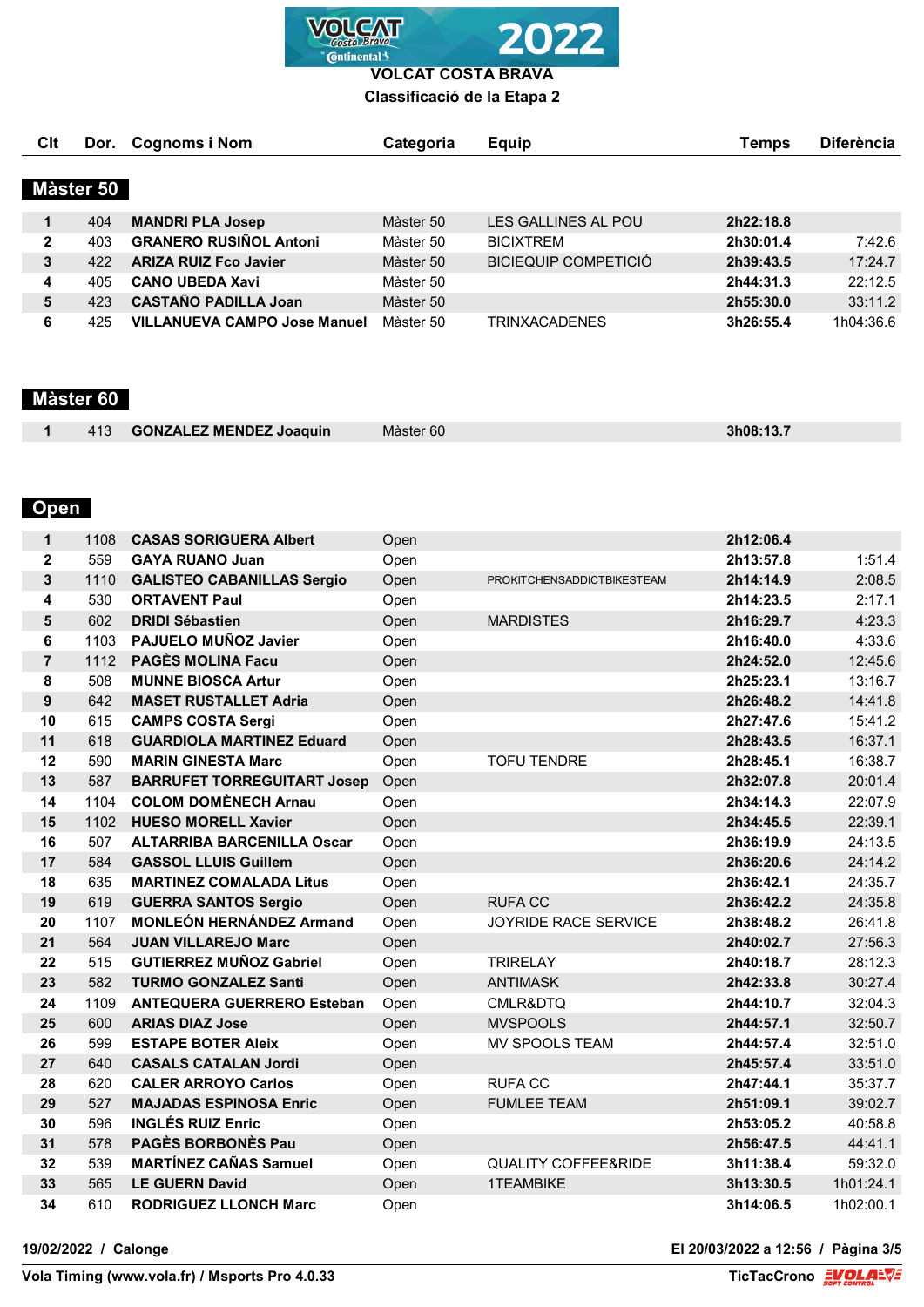# VOLCAT COSTA BRAVA

## Classificació de la Etapa 2

### Màster 50

| Clt | Dor. | Cognoms i Nom | Categoria | Equip | Temps | Diferència |
|---|---|---|---|---|---|---|
| 1 | 404 | **MANDRI PLA Josep** | Màster 50 | LES GALLINES AL POU | **2h22:18.8** | |
| 2 | 403 | **GRANERO RUSIÑOL Antoni** | Màster 50 | BICIXTREM | **2h30:01.4** | 7:42.6 |
| 3 | 422 | **ARIZA RUIZ Fco Javier** | Màster 50 | BICIEQUIP COMPETICIÓ | **2h39:43.5** | 17:24.7 |
| 4 | 405 | **CANO UBEDA Xavi** | Màster 50 | | **2h44:31.3** | 22:12.5 |
| 5 | 423 | **CASTAÑO PADILLA Joan** | Màster 50 | | **2h55:30.0** | 33:11.2 |
| 6 | 425 | **VILLANUEVA CAMPO Jose Manuel** | Màster 50 | TRINXACADENES | **3h26:55.4** | 1h04:36.6 |

### Màster 60

| Clt | Dor. | Cognoms i Nom | Categoria | Equip | Temps | Diferència |
|---|---|---|---|---|---|---|
| 1 | 413 | **GONZALEZ MENDEZ Joaquin** | Màster 60 | | **3h08:13.7** | |

### Open

| Clt | Dor. | Cognoms i Nom | Categoria | Equip | Temps | Diferència |
|---|---|---|---|---|---|---|
| 1 | 1108 | **CASAS SORIGUERA Albert** | Open | | **2h12:06.4** | |
| 2 | 559 | **GAYA RUANO Juan** | Open | | **2h13:57.8** | 1:51.4 |
| 3 | 1110 | **GALISTEO CABANILLAS Sergio** | Open | PROKITCHENSADDICTBIKESTEAM | **2h14:14.9** | 2:08.5 |
| 4 | 530 | **ORTAVENT Paul** | Open | | **2h14:23.5** | 2:17.1 |
| 5 | 602 | **DRIDI Sébastien** | Open | MARDISTES | **2h16:29.7** | 4:23.3 |
| 6 | 1103 | **PAJUELO MUÑOZ Javier** | Open | | **2h16:40.0** | 4:33.6 |
| 7 | 1112 | **PAGÈS MOLINA Facu** | Open | | **2h24:52.0** | 12:45.6 |
| 8 | 508 | **MUNNE BIOSCA Artur** | Open | | **2h25:23.1** | 13:16.7 |
| 9 | 642 | **MASET RUSTALLET Adria** | Open | | **2h26:48.2** | 14:41.8 |
| 10 | 615 | **CAMPS COSTA Sergi** | Open | | **2h27:47.6** | 15:41.2 |
| 11 | 618 | **GUARDIOLA MARTINEZ Eduard** | Open | | **2h28:43.5** | 16:37.1 |
| 12 | 590 | **MARIN GINESTA Marc** | Open | TOFU TENDRE | **2h28:45.1** | 16:38.7 |
| 13 | 587 | **BARRUFET TORREGUITART Josep** | Open | | **2h32:07.8** | 20:01.4 |
| 14 | 1104 | **COLOM DOMÈNECH Arnau** | Open | | **2h34:14.3** | 22:07.9 |
| 15 | 1102 | **HUESO MORELL Xavier** | Open | | **2h34:45.5** | 22:39.1 |
| 16 | 507 | **ALTARRIBA BARCENILLA Oscar** | Open | | **2h36:19.9** | 24:13.5 |
| 17 | 584 | **GASSOL LLUIS Guillem** | Open | | **2h36:20.6** | 24:14.2 |
| 18 | 635 | **MARTINEZ COMALADA Litus** | Open | | **2h36:42.1** | 24:35.7 |
| 19 | 619 | **GUERRA SANTOS Sergio** | Open | RUFA CC | **2h36:42.2** | 24:35.8 |
| 20 | 1107 | **MONLEÓN HERNÁNDEZ Armand** | Open | JOYRIDE RACE SERVICE | **2h38:48.2** | 26:41.8 |
| 21 | 564 | **JUAN VILLAREJO Marc** | Open | | **2h40:02.7** | 27:56.3 |
| 22 | 515 | **GUTIERREZ MUÑOZ Gabriel** | Open | TRIRELAY | **2h40:18.7** | 28:12.3 |
| 23 | 582 | **TURMO GONZALEZ Santi** | Open | ANTIMASK | **2h42:33.8** | 30:27.4 |
| 24 | 1109 | **ANTEQUERA GUERRERO Esteban** | Open | CMLR&DTQ | **2h44:10.7** | 32:04.3 |
| 25 | 600 | **ARIAS DIAZ Jose** | Open | MVSPOOLS | **2h44:57.1** | 32:50.7 |
| 26 | 599 | **ESTAPE BOTER Aleix** | Open | MV SPOOLS TEAM | **2h44:57.4** | 32:51.0 |
| 27 | 640 | **CASALS CATALAN Jordi** | Open | | **2h45:57.4** | 33:51.0 |
| 28 | 620 | **CALER ARROYO Carlos** | Open | RUFA CC | **2h47:44.1** | 35:37.7 |
| 29 | 527 | **MAJADAS ESPINOSA Enric** | Open | FUMLEE TEAM | **2h51:09.1** | 39:02.7 |
| 30 | 596 | **INGLÉS RUIZ Enric** | Open | | **2h53:05.2** | 40:58.8 |
| 31 | 578 | **PAGÈS BORBONÈS Pau** | Open | | **2h56:47.5** | 44:41.1 |
| 32 | 539 | **MARTÍNEZ CAÑAS Samuel** | Open | QUALITY COFFEE&RIDE | **3h11:38.4** | 59:32.0 |
| 33 | 565 | **LE GUERN David** | Open | 1TEAMBIKE | **3h13:30.5** | 1h01:24.1 |
| 34 | 610 | **RODRIGUEZ LLONCH Marc** | Open | | **3h14:06.5** | 1h02:00.1 |

**19/02/2022 / Calonge** — **El 20/03/2022 a 12:56**

**Vola Timing (www.vola.fr) / Msports Pro 4.0.33** — **TicTacCrono**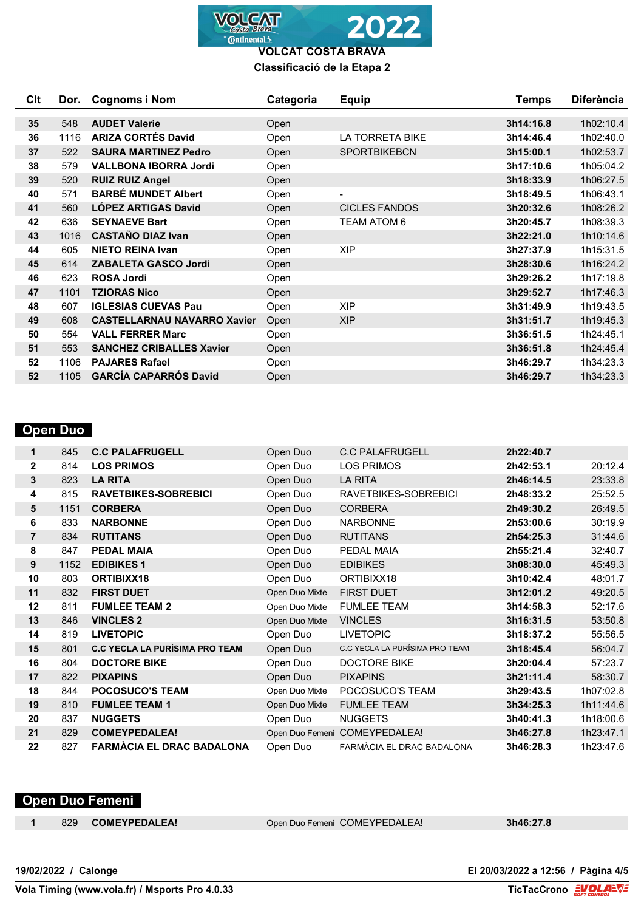# VOLCAT COSTA BRAVA

## Classificació de la Etapa 2

| Clt | Dor. | Cognoms i Nom | Categoria | Equip | Temps | Diferència |
|---|---|---|---|---|---|---|
| 35 | 548 | **AUDET Valerie** | Open | | **3h14:16.8** | 1h02:10.4 |
| 36 | 1116 | **ARIZA CORTÉS David** | Open | LA TORRETA BIKE | **3h14:46.4** | 1h02:40.0 |
| 37 | 522 | **SAURA MARTINEZ Pedro** | Open | SPORTBIKEBCN | **3h15:00.1** | 1h02:53.7 |
| 38 | 579 | **VALLBONA IBORRA Jordi** | Open | | **3h17:10.6** | 1h05:04.2 |
| 39 | 520 | **RUIZ RUIZ Angel** | Open | | **3h18:33.9** | 1h06:27.5 |
| 40 | 571 | **BARBÉ MUNDET Albert** | Open | - | **3h18:49.5** | 1h06:43.1 |
| 41 | 560 | **LÓPEZ ARTIGAS David** | Open | CICLES FANDOS | **3h20:32.6** | 1h08:26.2 |
| 42 | 636 | **SEYNAEVE Bart** | Open | TEAM ATOM 6 | **3h20:45.7** | 1h08:39.3 |
| 43 | 1016 | **CASTAÑO DIAZ Ivan** | Open | | **3h22:21.0** | 1h10:14.6 |
| 44 | 605 | **NIETO REINA Ivan** | Open | XIP | **3h27:37.9** | 1h15:31.5 |
| 45 | 614 | **ZABALETA GASCO Jordi** | Open | | **3h28:30.6** | 1h16:24.2 |
| 46 | 623 | **ROSA Jordi** | Open | | **3h29:26.2** | 1h17:19.8 |
| 47 | 1101 | **TZIORAS Nico** | Open | | **3h29:52.7** | 1h17:46.3 |
| 48 | 607 | **IGLESIAS CUEVAS Pau** | Open | XIP | **3h31:49.9** | 1h19:43.5 |
| 49 | 608 | **CASTELLARNAU NAVARRO Xavier** | Open | XIP | **3h31:51.7** | 1h19:45.3 |
| 50 | 554 | **VALL FERRER Marc** | Open | | **3h36:51.5** | 1h24:45.1 |
| 51 | 553 | **SANCHEZ CRIBALLES Xavier** | Open | | **3h36:51.8** | 1h24:45.4 |
| 52 | 1106 | **PAJARES Rafael** | Open | | **3h46:29.7** | 1h34:23.3 |
| 52 | 1105 | **GARCÍA CAPARRÓS David** | Open | | **3h46:29.7** | 1h34:23.3 |

## Open Duo

| Clt | Dor. | Cognoms i Nom | Categoria | Equip | Temps | Diferència |
|---|---|---|---|---|---|---|
| 1 | 845 | **C.C PALAFRUGELL** | Open Duo | C.C PALAFRUGELL | **2h22:40.7** | |
| 2 | 814 | **LOS PRIMOS** | Open Duo | LOS PRIMOS | **2h42:53.1** | 20:12.4 |
| 3 | 823 | **LA RITA** | Open Duo | LA RITA | **2h46:14.5** | 23:33.8 |
| 4 | 815 | **RAVETBIKES-SOBREBICI** | Open Duo | RAVETBIKES-SOBREBICI | **2h48:33.2** | 25:52.5 |
| 5 | 1151 | **CORBERA** | Open Duo | CORBERA | **2h49:30.2** | 26:49.5 |
| 6 | 833 | **NARBONNE** | Open Duo | NARBONNE | **2h53:00.6** | 30:19.9 |
| 7 | 834 | **RUTITANS** | Open Duo | RUTITANS | **2h54:25.3** | 31:44.6 |
| 8 | 847 | **PEDAL MAIA** | Open Duo | PEDAL MAIA | **2h55:21.4** | 32:40.7 |
| 9 | 1152 | **EDIBIKES 1** | Open Duo | EDIBIKES | **3h08:30.0** | 45:49.3 |
| 10 | 803 | **ORTIBIXX18** | Open Duo | ORTIBIXX18 | **3h10:42.4** | 48:01.7 |
| 11 | 832 | **FIRST DUET** | Open Duo Mixte | FIRST DUET | **3h12:01.2** | 49:20.5 |
| 12 | 811 | **FUMLEE TEAM 2** | Open Duo Mixte | FUMLEE TEAM | **3h14:58.3** | 52:17.6 |
| 13 | 846 | **VINCLES 2** | Open Duo Mixte | VINCLES | **3h16:31.5** | 53:50.8 |
| 14 | 819 | **LIVETOPIC** | Open Duo | LIVETOPIC | **3h18:37.2** | 55:56.5 |
| 15 | 801 | **C.C YECLA LA PURÍSIMA PRO TEAM** | Open Duo | C.C YECLA LA PURÍSIMA PRO TEAM | **3h18:45.4** | 56:04.7 |
| 16 | 804 | **DOCTORE BIKE** | Open Duo | DOCTORE BIKE | **3h20:04.4** | 57:23.7 |
| 17 | 822 | **PIXAPINS** | Open Duo | PIXAPINS | **3h21:11.4** | 58:30.7 |
| 18 | 844 | **POCOSUCO'S TEAM** | Open Duo Mixte | POCOSUCO'S TEAM | **3h29:43.5** | 1h07:02.8 |
| 19 | 810 | **FUMLEE TEAM 1** | Open Duo Mixte | FUMLEE TEAM | **3h34:25.3** | 1h11:44.6 |
| 20 | 837 | **NUGGETS** | Open Duo | NUGGETS | **3h40:41.3** | 1h18:00.6 |
| 21 | 829 | **COMEYPEDALEA!** | Open Duo Femeni | COMEYPEDALEA! | **3h46:27.8** | 1h23:47.1 |
| 22 | 827 | **FARMÀCIA EL DRAC BADALONA** | Open Duo | FARMÀCIA EL DRAC BADALONA | **3h46:28.3** | 1h23:47.6 |

## Open Duo Femeni

| Clt | Dor. | Cognoms i Nom | Categoria | Equip | Temps | Diferència |
|---|---|---|---|---|---|---|
| 1 | 829 | **COMEYPEDALEA!** | Open Duo Femeni | COMEYPEDALEA! | **3h46:27.8** | |

**19/02/2022 / Calonge** — **El 20/03/2022 a 12:56**

**Vola Timing (www.vola.fr) / Msports Pro 4.0.33** — **TicTacCrono**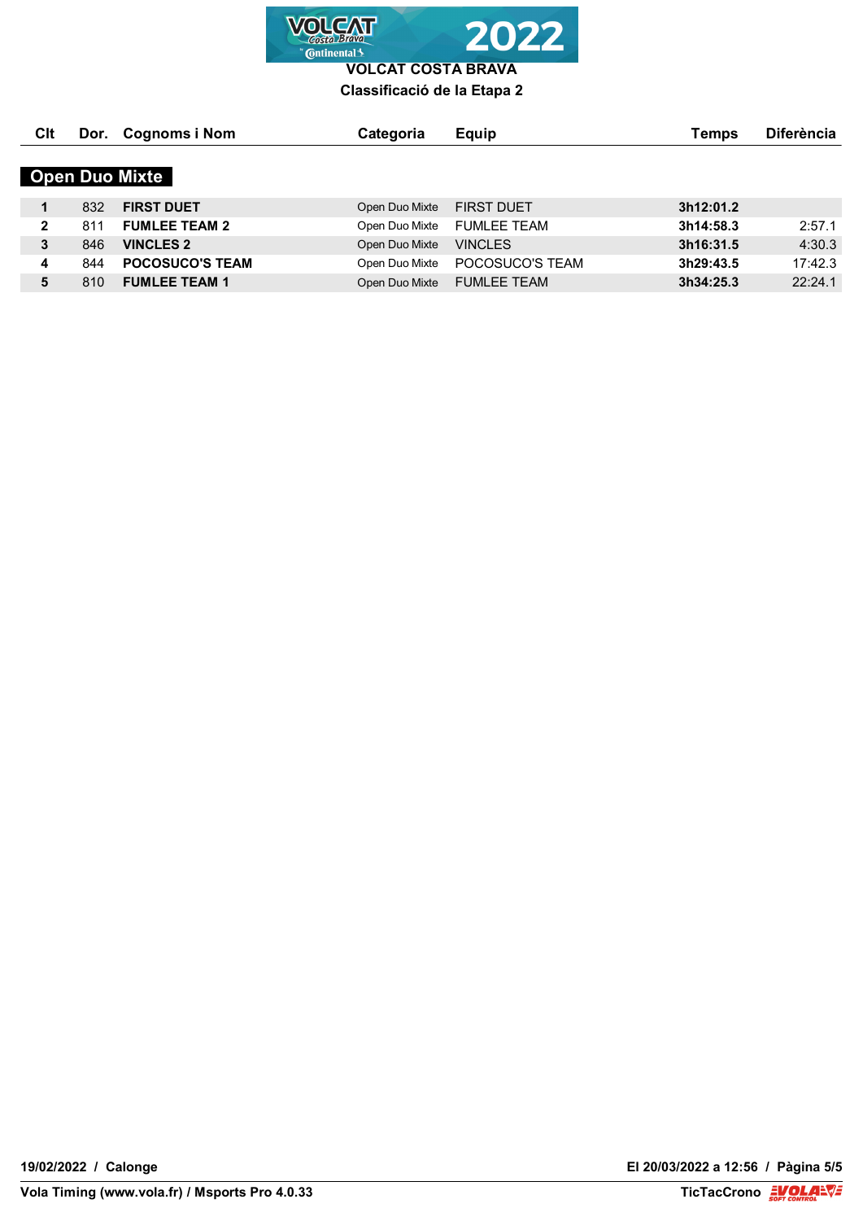VOLCAT COSTA BRAVA

Classificació de la Etapa 2

## Open Duo Mixte

| Clt | Dor. | Cognoms i Nom | Categoria | Equip | Temps | Diferència |
|---|---|---|---|---|---|---|
| 1 | 832 | **FIRST DUET** | Open Duo Mixte | FIRST DUET | **3h12:01.2** | |
| 2 | 811 | **FUMLEE TEAM 2** | Open Duo Mixte | FUMLEE TEAM | **3h14:58.3** | 2:57.1 |
| 3 | 846 | **VINCLES 2** | Open Duo Mixte | VINCLES | **3h16:31.5** | 4:30.3 |
| 4 | 844 | **POCOSUCO'S TEAM** | Open Duo Mixte | POCOSUCO'S TEAM | **3h29:43.5** | 17:42.3 |
| 5 | 810 | **FUMLEE TEAM 1** | Open Duo Mixte | FUMLEE TEAM | **3h34:25.3** | 22:24.1 |

19/02/2022 / Calonge

El 20/03/2022 a 12:56

Vola Timing (www.vola.fr) / Msports Pro 4.0.33

TicTacCrono